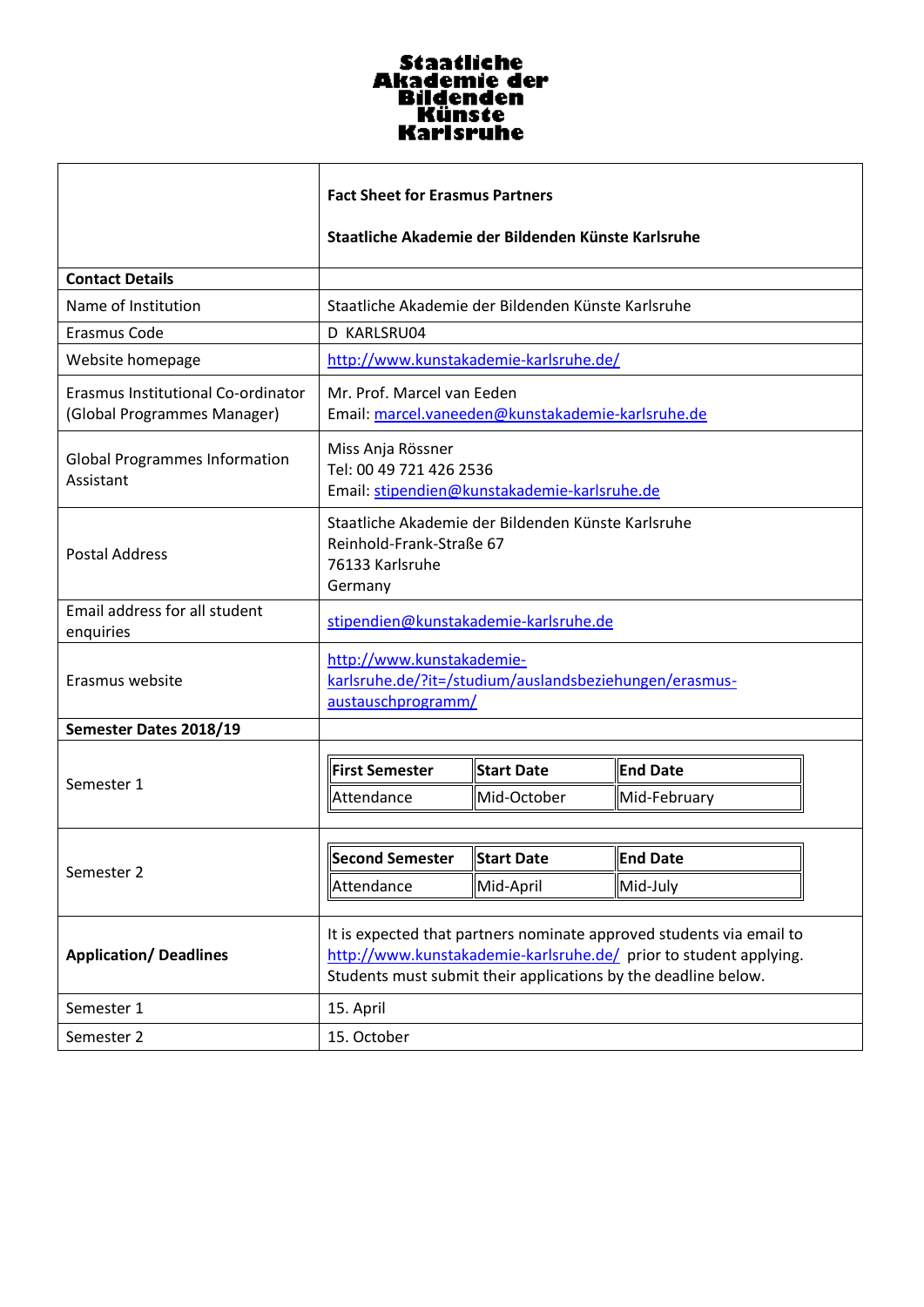**Staatliche Akademie der Bildenden Künste Karlsruhe**

| | **Fact Sheet for Erasmus Partners**<br><br>**Staatliche Akademie der Bildenden Künste Karlsruhe** |
|---|---|
| **Contact Details** | |
| Name of Institution | Staatliche Akademie der Bildenden Künste Karlsruhe |
| Erasmus Code | D KARLSRU04 |
| Website homepage | http://www.kunstakademie-karlsruhe.de/ |
| Erasmus Institutional Co-ordinator (Global Programmes Manager) | Mr. Prof. Marcel van Eeden<br>Email: marcel.vaneeden@kunstakademie-karlsruhe.de |
| Global Programmes Information Assistant | Miss Anja Rössner<br>Tel: 00 49 721 426 2536<br>Email: stipendien@kunstakademie-karlsruhe.de |
| Postal Address | Staatliche Akademie der Bildenden Künste Karlsruhe<br>Reinhold-Frank-Straße 67<br>76133 Karlsruhe<br>Germany |
| Email address for all student enquiries | stipendien@kunstakademie-karlsruhe.de |
| Erasmus website | http://www.kunstakademie-karlsruhe.de/?it=/studium/auslandsbeziehungen/erasmus-austauschprogramm/ |
| **Semester Dates 2018/19** | |
| Semester 1 | **First Semester** / **Start Date** / **End Date**<br>Attendance / Mid-October / Mid-February |
| Semester 2 | **Second Semester** / **Start Date** / **End Date**<br>Attendance / Mid-April / Mid-July |
| **Application/ Deadlines** | It is expected that partners nominate approved students via email to http://www.kunstakademie-karlsruhe.de/ prior to student applying. Students must submit their applications by the deadline below. |
| Semester 1 | 15. April |
| Semester 2 | 15. October |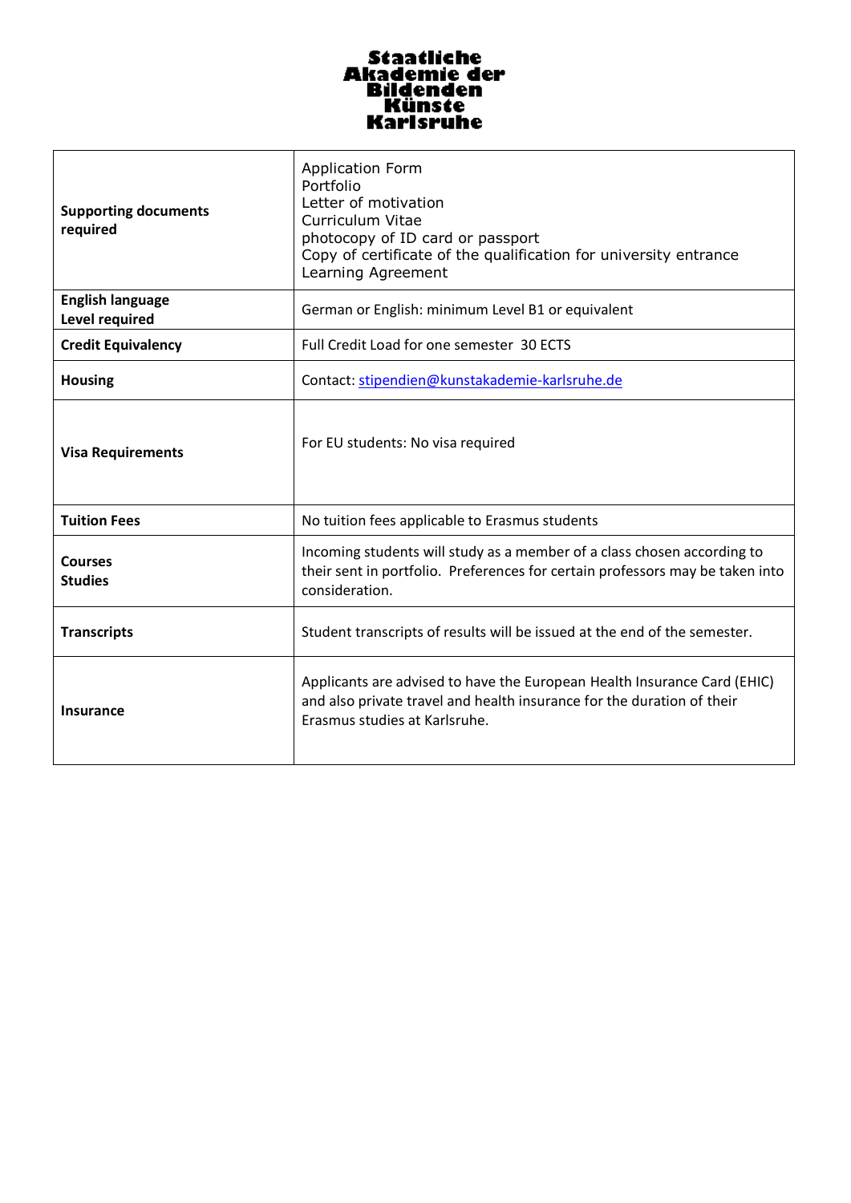**Staatliche Akademie der Bildenden Künste Karlsruhe**

| | |
|---|---|
| **Supporting documents required** | Application Form<br>Portfolio<br>Letter of motivation<br>Curriculum Vitae<br>photocopy of ID card or passport<br>Copy of certificate of the qualification for university entrance<br>Learning Agreement |
| **English language Level required** | German or English: minimum Level B1 or equivalent |
| **Credit Equivalency** | Full Credit Load for one semester 30 ECTS |
| **Housing** | Contact: stipendien@kunstakademie-karlsruhe.de |
| **Visa Requirements** | For EU students: No visa required |
| **Tuition Fees** | No tuition fees applicable to Erasmus students |
| **Courses Studies** | Incoming students will study as a member of a class chosen according to their sent in portfolio. Preferences for certain professors may be taken into consideration. |
| **Transcripts** | Student transcripts of results will be issued at the end of the semester. |
| **Insurance** | Applicants are advised to have the European Health Insurance Card (EHIC) and also private travel and health insurance for the duration of their Erasmus studies at Karlsruhe. |